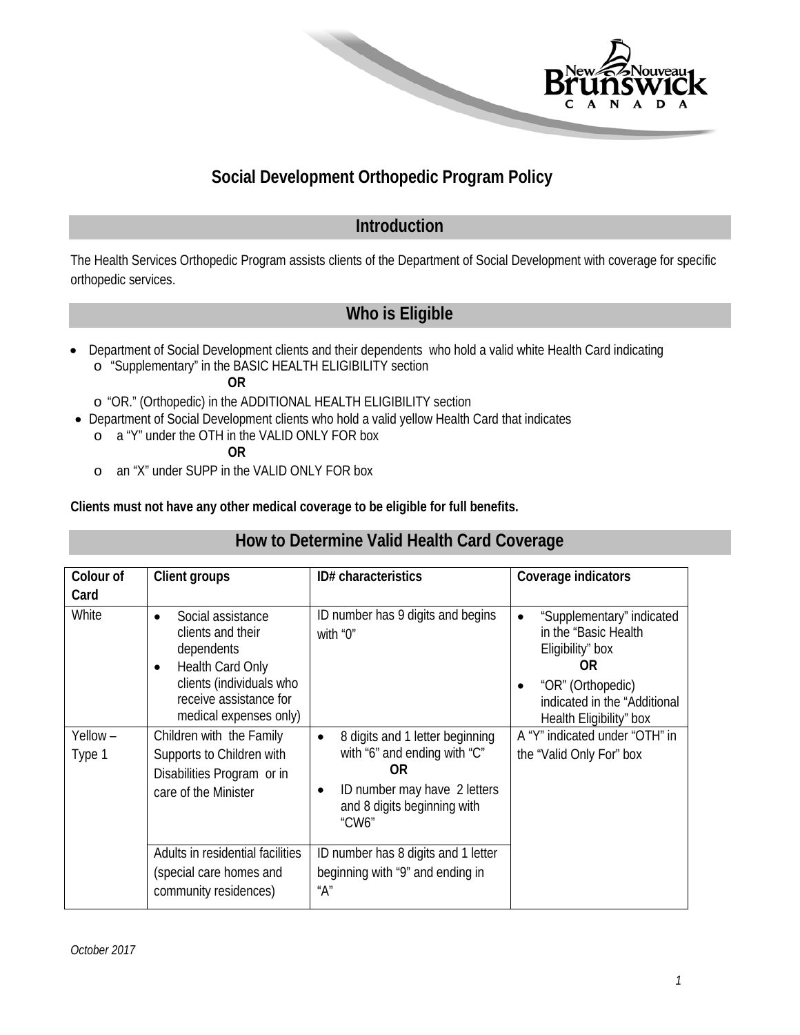# Social Development Orthopedic Program Policy

## Introduction

The Health Services Orthopedic Program assists clients of the Department of Social Development with coverage for specific orthopedic services.

## Who is Eligible

- Department of Social Development clients and their dependents who hold a valid white Health Card indicating
  - "Supplementary" in the BASIC HEALTH ELIGIBILITY section

    **OR**

  - "OR." (Orthopedic) in the ADDITIONAL HEALTH ELIGIBILITY section
- Department of Social Development clients who hold a valid yellow Health Card that indicates
  - a "Y" under the OTH in the VALID ONLY FOR box

    **OR**

  - an "X" under SUPP in the VALID ONLY FOR box

**Clients must not have any other medical coverage to be eligible for full benefits.**

## How to Determine Valid Health Card Coverage

| Colour of Card | Client groups | ID# characteristics | Coverage indicators |
|---|---|---|---|
| White | • Social assistance clients and their dependents<br>• Health Card Only clients (individuals who receive assistance for medical expenses only) | ID number has 9 digits and begins with "0" | • "Supplementary" indicated in the "Basic Health Eligibility" box<br>**OR**<br>• "OR" (Orthopedic) indicated in the "Additional Health Eligibility" box |
| Yellow – Type 1 | Children with the Family Supports to Children with Disabilities Program or in care of the Minister | • 8 digits and 1 letter beginning with "6" and ending with "C"<br>**OR**<br>• ID number may have 2 letters and 8 digits beginning with "CW6" | A "Y" indicated under "OTH" in the "Valid Only For" box |
| | Adults in residential facilities (special care homes and community residences) | ID number has 8 digits and 1 letter beginning with "9" and ending in "A" | |

*October 2017*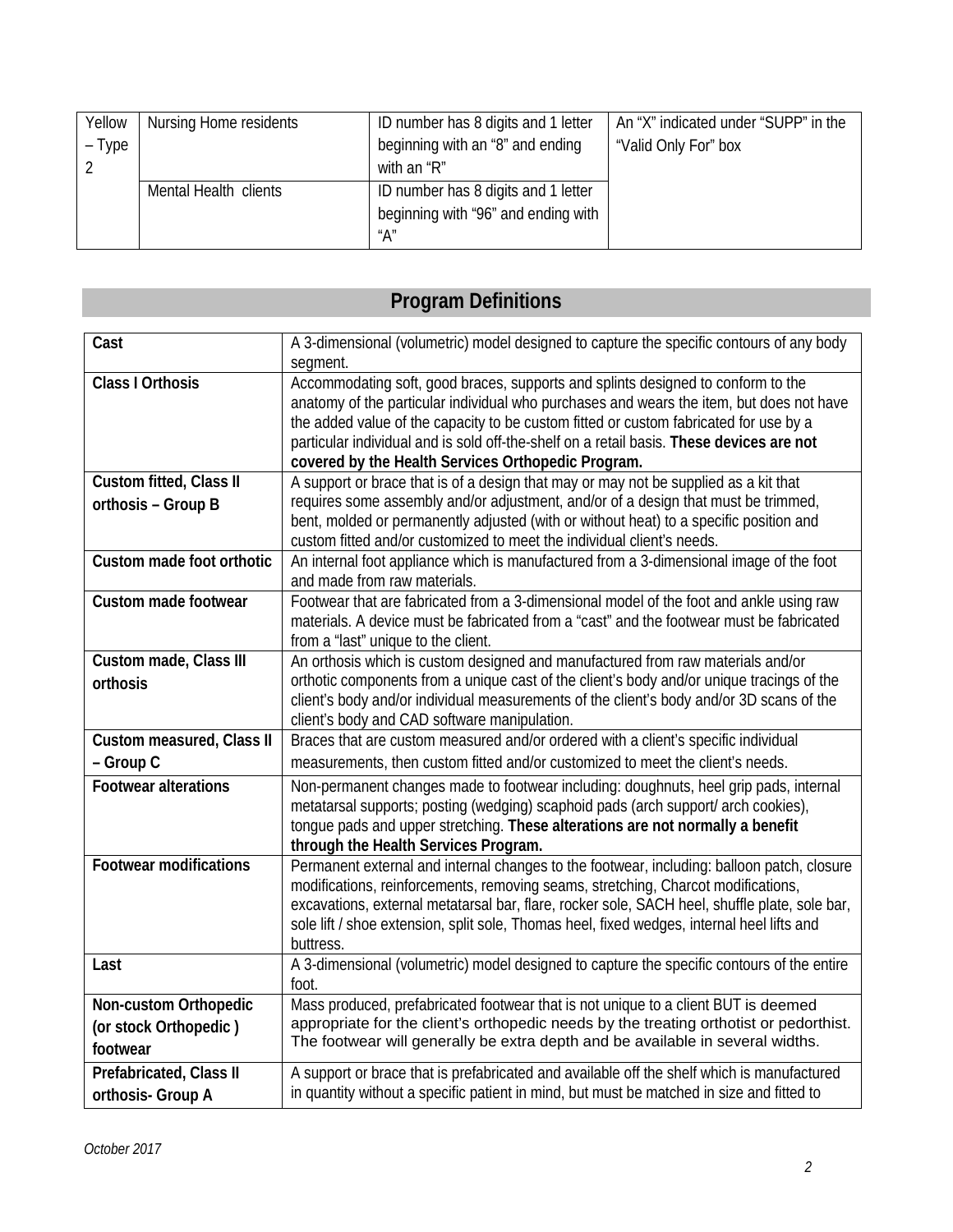| Yellow – Type 2 | Nursing Home residents | ID number has 8 digits and 1 letter beginning with an "8" and ending with an "R" | An "X" indicated under "SUPP" in the "Valid Only For" box |
|---|---|---|---|
| | Mental Health clients | ID number has 8 digits and 1 letter beginning with "96" and ending with "A" | |

## Program Definitions

| Term | Definition |
|---|---|
| **Cast** | A 3-dimensional (volumetric) model designed to capture the specific contours of any body segment. |
| **Class I Orthosis** | Accommodating soft, good braces, supports and splints designed to conform to the anatomy of the particular individual who purchases and wears the item, but does not have the added value of the capacity to be custom fitted or custom fabricated for use by a particular individual and is sold off-the-shelf on a retail basis. **These devices are not covered by the Health Services Orthopedic Program.** |
| **Custom fitted, Class II orthosis – Group B** | A support or brace that is of a design that may or may not be supplied as a kit that requires some assembly and/or adjustment, and/or of a design that must be trimmed, bent, molded or permanently adjusted (with or without heat) to a specific position and custom fitted and/or customized to meet the individual client's needs. |
| **Custom made foot orthotic** | An internal foot appliance which is manufactured from a 3-dimensional image of the foot and made from raw materials. |
| **Custom made footwear** | Footwear that are fabricated from a 3-dimensional model of the foot and ankle using raw materials. A device must be fabricated from a "cast" and the footwear must be fabricated from a "last" unique to the client. |
| **Custom made, Class III orthosis** | An orthosis which is custom designed and manufactured from raw materials and/or orthotic components from a unique cast of the client's body and/or unique tracings of the client's body and/or individual measurements of the client's body and/or 3D scans of the client's body and CAD software manipulation. |
| **Custom measured, Class II – Group C** | Braces that are custom measured and/or ordered with a client's specific individual measurements, then custom fitted and/or customized to meet the client's needs. |
| **Footwear alterations** | Non-permanent changes made to footwear including: doughnuts, heel grip pads, internal metatarsal supports; posting (wedging) scaphoid pads (arch support/ arch cookies), tongue pads and upper stretching. **These alterations are not normally a benefit through the Health Services Program.** |
| **Footwear modifications** | Permanent external and internal changes to the footwear, including: balloon patch, closure modifications, reinforcements, removing seams, stretching, Charcot modifications, excavations, external metatarsal bar, flare, rocker sole, SACH heel, shuffle plate, sole bar, sole lift / shoe extension, split sole, Thomas heel, fixed wedges, internal heel lifts and buttress. |
| **Last** | A 3-dimensional (volumetric) model designed to capture the specific contours of the entire foot. |
| **Non-custom Orthopedic (or stock Orthopedic ) footwear** | Mass produced, prefabricated footwear that is not unique to a client BUT is deemed appropriate for the client's orthopedic needs by the treating orthotist or pedorthist. The footwear will generally be extra depth and be available in several widths. |
| **Prefabricated, Class II orthosis- Group A** | A support or brace that is prefabricated and available off the shelf which is manufactured in quantity without a specific patient in mind, but must be matched in size and fitted to |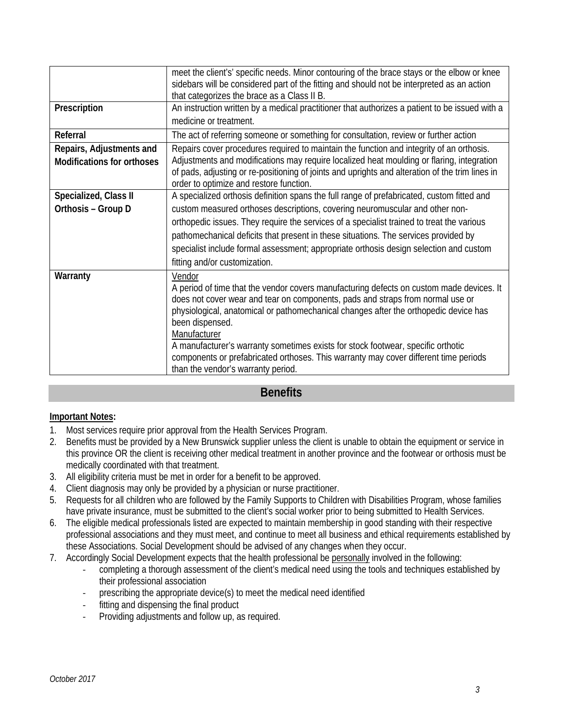| | |
|---|---|
| | meet the client's' specific needs. Minor contouring of the brace stays or the elbow or knee sidebars will be considered part of the fitting and should not be interpreted as an action that categorizes the brace as a Class II B. |
| **Prescription** | An instruction written by a medical practitioner that authorizes a patient to be issued with a medicine or treatment. |
| **Referral** | The act of referring someone or something for consultation, review or further action |
| **Repairs, Adjustments and Modifications for orthoses** | Repairs cover procedures required to maintain the function and integrity of an orthosis. Adjustments and modifications may require localized heat moulding or flaring, integration of pads, adjusting or re-positioning of joints and uprights and alteration of the trim lines in order to optimize and restore function. |
| **Specialized, Class II Orthosis – Group D** | A specialized orthosis definition spans the full range of prefabricated, custom fitted and custom measured orthoses descriptions, covering neuromuscular and other non-orthopedic issues. They require the services of a specialist trained to treat the various pathomechanical deficits that present in these situations. The services provided by specialist include formal assessment; appropriate orthosis design selection and custom fitting and/or customization. |
| **Warranty** | <u>Vendor</u><br>A period of time that the vendor covers manufacturing defects on custom made devices. It does not cover wear and tear on components, pads and straps from normal use or physiological, anatomical or pathomechanical changes after the orthopedic device has been dispensed.<br><u>Manufacturer</u><br>A manufacturer's warranty sometimes exists for stock footwear, specific orthotic components or prefabricated orthoses. This warranty may cover different time periods than the vendor's warranty period. |

## Benefits

**<u>Important Notes</u>:**

1. Most services require prior approval from the Health Services Program.
2. Benefits must be provided by a New Brunswick supplier unless the client is unable to obtain the equipment or service in this province OR the client is receiving other medical treatment in another province and the footwear or orthosis must be medically coordinated with that treatment.
3. All eligibility criteria must be met in order for a benefit to be approved.
4. Client diagnosis may only be provided by a physician or nurse practitioner.
5. Requests for all children who are followed by the Family Supports to Children with Disabilities Program, whose families have private insurance, must be submitted to the client's social worker prior to being submitted to Health Services.
6. The eligible medical professionals listed are expected to maintain membership in good standing with their respective professional associations and they must meet, and continue to meet all business and ethical requirements established by these Associations. Social Development should be advised of any changes when they occur.
7. Accordingly Social Development expects that the health professional be <u>personally</u> involved in the following:
    - completing a thorough assessment of the client's medical need using the tools and techniques established by their professional association
    - prescribing the appropriate device(s) to meet the medical need identified
    - fitting and dispensing the final product
    - Providing adjustments and follow up, as required.

*October 2017*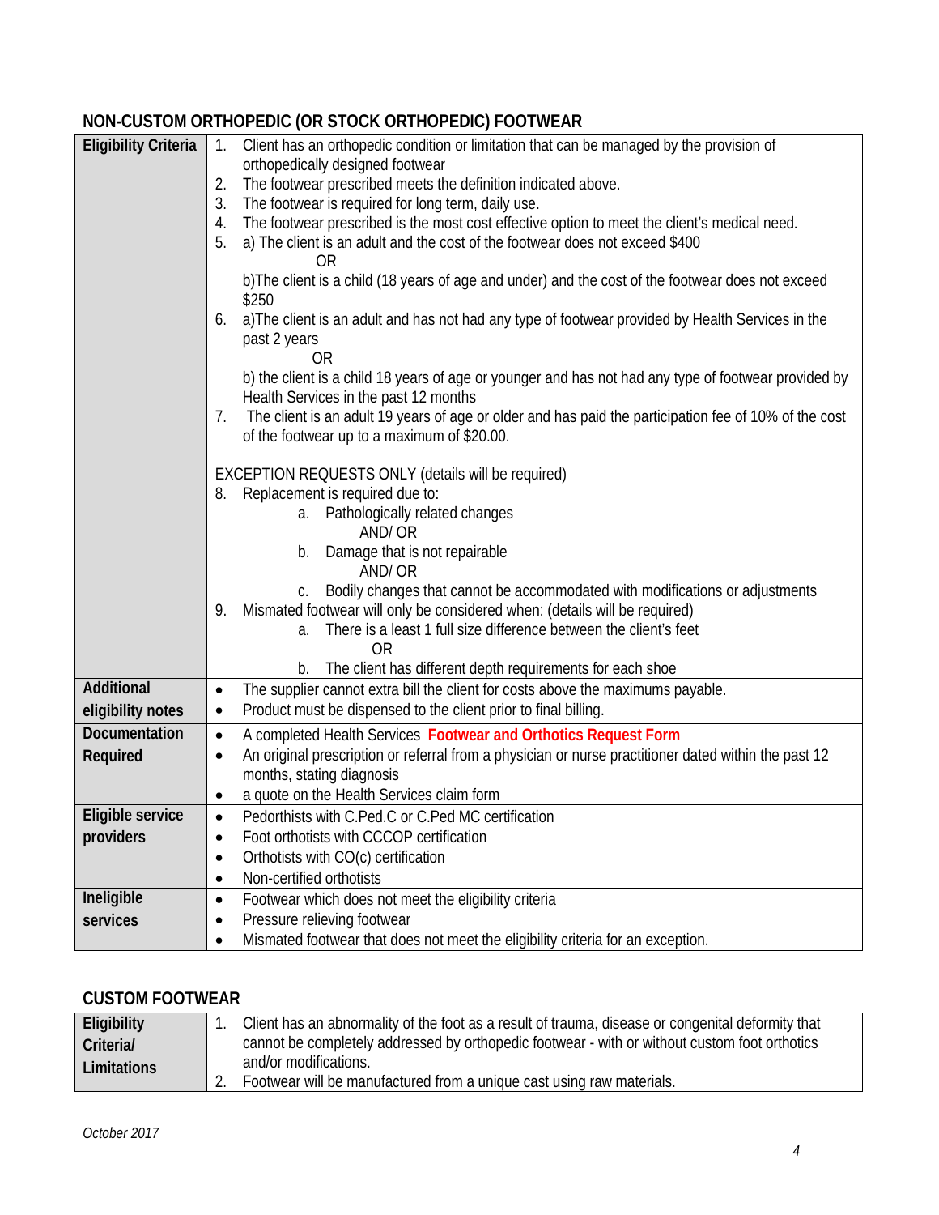## NON-CUSTOM ORTHOPEDIC (OR STOCK ORTHOPEDIC) FOOTWEAR

| | |
|---|---|
| **Eligibility Criteria** | 1. Client has an orthopedic condition or limitation that can be managed by the provision of orthopedically designed footwear<br>2. The footwear prescribed meets the definition indicated above.<br>3. The footwear is required for long term, daily use.<br>4. The footwear prescribed is the most cost effective option to meet the client's medical need.<br>5. a) The client is an adult and the cost of the footwear does not exceed $400<br>OR<br>b)The client is a child (18 years of age and under) and the cost of the footwear does not exceed $250<br>6. a)The client is an adult and has not had any type of footwear provided by Health Services in the past 2 years<br>OR<br>b) the client is a child 18 years of age or younger and has not had any type of footwear provided by Health Services in the past 12 months<br>7. The client is an adult 19 years of age or older and has paid the participation fee of 10% of the cost of the footwear up to a maximum of $20.00.<br><br>EXCEPTION REQUESTS ONLY (details will be required)<br>8. Replacement is required due to:<br>a. Pathologically related changes<br>AND/ OR<br>b. Damage that is not repairable<br>AND/ OR<br>c. Bodily changes that cannot be accommodated with modifications or adjustments<br>9. Mismated footwear will only be considered when: (details will be required)<br>a. There is a least 1 full size difference between the client's feet<br>OR<br>b. The client has different depth requirements for each shoe |
| **Additional eligibility notes** | • The supplier cannot extra bill the client for costs above the maximums payable.<br>• Product must be dispensed to the client prior to final billing. |
| **Documentation Required** | • A completed Health Services **Footwear and Orthotics Request Form**<br>• An original prescription or referral from a physician or nurse practitioner dated within the past 12 months, stating diagnosis<br>• a quote on the Health Services claim form |
| **Eligible service providers** | • Pedorthists with C.Ped.C or C.Ped MC certification<br>• Foot orthotists with CCCOP certification<br>• Orthotists with CO(c) certification<br>• Non-certified orthotists |
| **Ineligible services** | • Footwear which does not meet the eligibility criteria<br>• Pressure relieving footwear<br>• Mismated footwear that does not meet the eligibility criteria for an exception. |

## CUSTOM FOOTWEAR

| | |
|---|---|
| **Eligibility Criteria/ Limitations** | 1. Client has an abnormality of the foot as a result of trauma, disease or congenital deformity that cannot be completely addressed by orthopedic footwear - with or without custom foot orthotics and/or modifications.<br>2. Footwear will be manufactured from a unique cast using raw materials. |

*October 2017*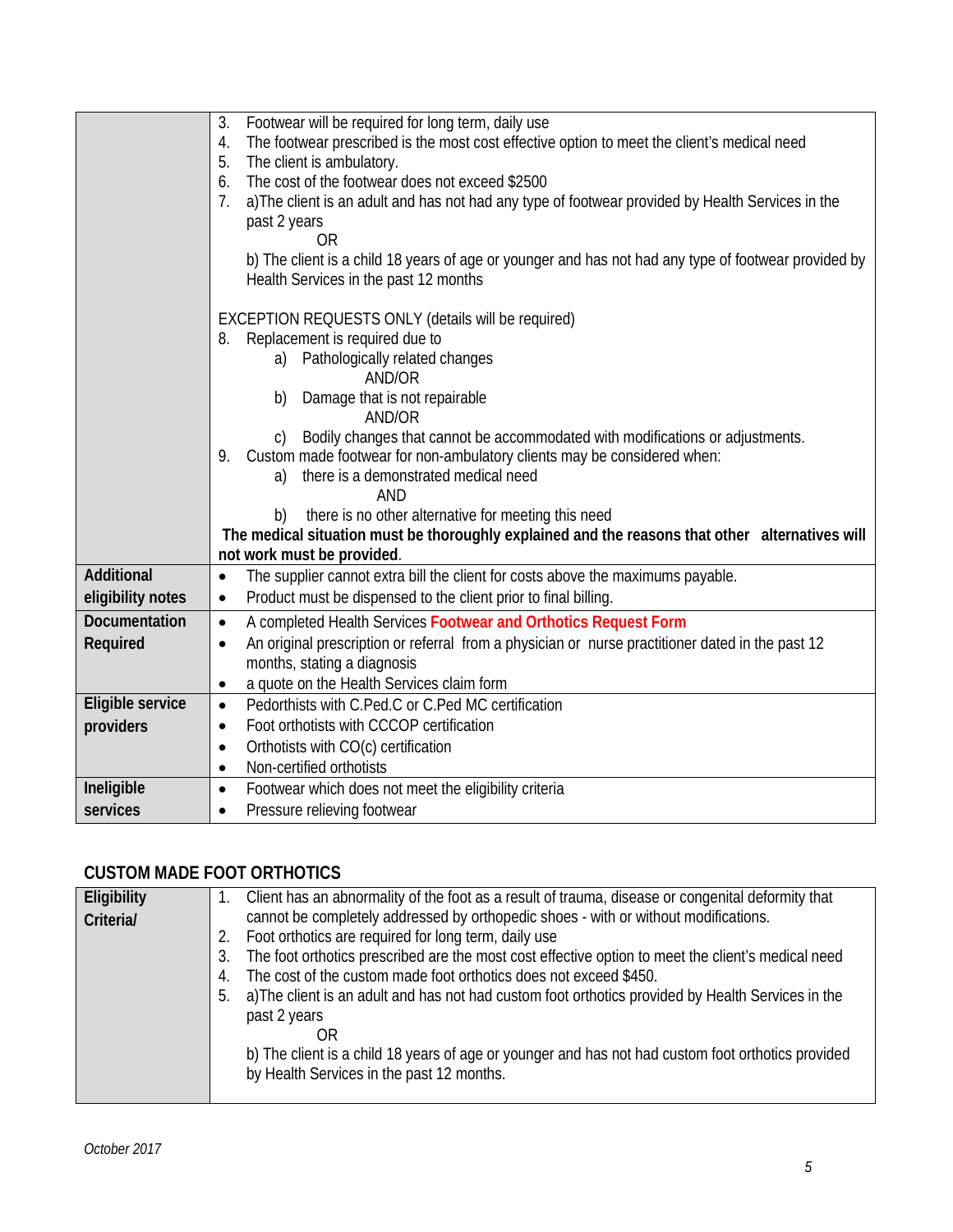| | |
|---|---|
| | 3. Footwear will be required for long term, daily use<br>4. The footwear prescribed is the most cost effective option to meet the client's medical need<br>5. The client is ambulatory.<br>6. The cost of the footwear does not exceed $2500<br>7. a)The client is an adult and has not had any type of footwear provided by Health Services in the past 2 years<br>OR<br>b) The client is a child 18 years of age or younger and has not had any type of footwear provided by Health Services in the past 12 months<br><br>EXCEPTION REQUESTS ONLY (details will be required)<br>8. Replacement is required due to<br>a) Pathologically related changes<br>AND/OR<br>b) Damage that is not repairable<br>AND/OR<br>c) Bodily changes that cannot be accommodated with modifications or adjustments.<br>9. Custom made footwear for non-ambulatory clients may be considered when:<br>a) there is a demonstrated medical need<br>AND<br>b) there is no other alternative for meeting this need<br>**The medical situation must be thoroughly explained and the reasons that other alternatives will not work must be provided**. |
| **Additional eligibility notes** | • The supplier cannot extra bill the client for costs above the maximums payable.<br>• Product must be dispensed to the client prior to final billing. |
| **Documentation Required** | • A completed Health Services **Footwear and Orthotics Request Form**<br>• An original prescription or referral from a physician or nurse practitioner dated in the past 12 months, stating a diagnosis<br>• a quote on the Health Services claim form |
| **Eligible service providers** | • Pedorthists with C.Ped.C or C.Ped MC certification<br>• Foot orthotists with CCCOP certification<br>• Orthotists with CO(c) certification<br>• Non-certified orthotists |
| **Ineligible services** | • Footwear which does not meet the eligibility criteria<br>• Pressure relieving footwear |

## CUSTOM MADE FOOT ORTHOTICS

| | |
|---|---|
| **Eligibility Criteria/** | 1. Client has an abnormality of the foot as a result of trauma, disease or congenital deformity that cannot be completely addressed by orthopedic shoes - with or without modifications.<br>2. Foot orthotics are required for long term, daily use<br>3. The foot orthotics prescribed are the most cost effective option to meet the client's medical need<br>4. The cost of the custom made foot orthotics does not exceed $450.<br>5. a)The client is an adult and has not had custom foot orthotics provided by Health Services in the past 2 years<br>OR<br>b) The client is a child 18 years of age or younger and has not had custom foot orthotics provided by Health Services in the past 12 months. |

*October 2017*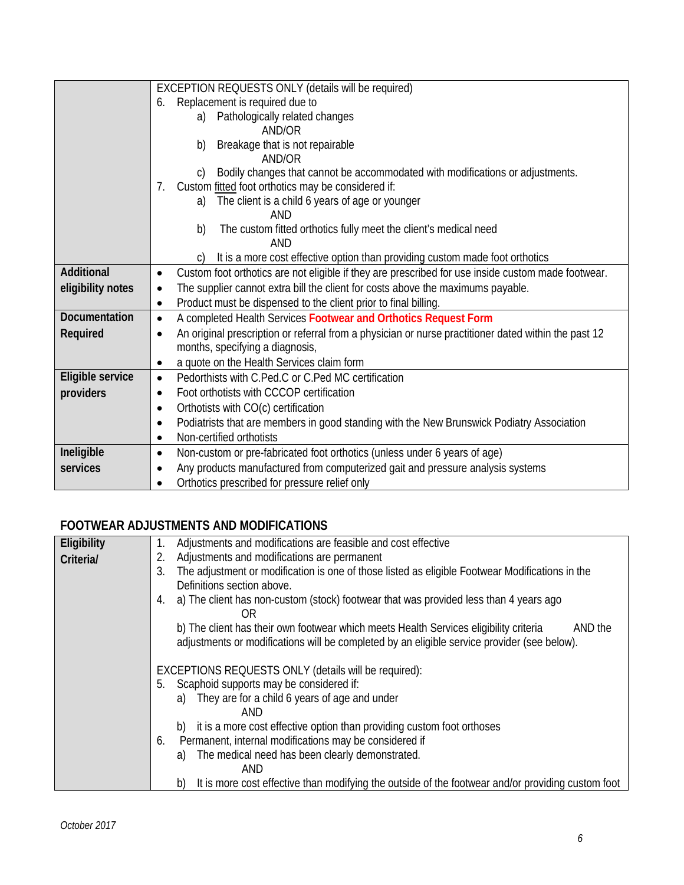| | |
|---|---|
| | EXCEPTION REQUESTS ONLY (details will be required)<br>6. Replacement is required due to<br>a) Pathologically related changes<br>AND/OR<br>b) Breakage that is not repairable<br>AND/OR<br>c) Bodily changes that cannot be accommodated with modifications or adjustments.<br>7. Custom fitted foot orthotics may be considered if:<br>a) The client is a child 6 years of age or younger<br>AND<br>b) The custom fitted orthotics fully meet the client's medical need<br>AND<br>c) It is a more cost effective option than providing custom made foot orthotics |
| **Additional eligibility notes** | • Custom foot orthotics are not eligible if they are prescribed for use inside custom made footwear.<br>• The supplier cannot extra bill the client for costs above the maximums payable.<br>• Product must be dispensed to the client prior to final billing. |
| **Documentation Required** | • A completed Health Services **Footwear and Orthotics Request Form**<br>• An original prescription or referral from a physician or nurse practitioner dated within the past 12 months, specifying a diagnosis,<br>• a quote on the Health Services claim form |
| **Eligible service providers** | • Pedorthists with C.Ped.C or C.Ped MC certification<br>• Foot orthotists with CCCOP certification<br>• Orthotists with CO(c) certification<br>• Podiatrists that are members in good standing with the New Brunswick Podiatry Association<br>• Non-certified orthotists |
| **Ineligible services** | • Non-custom or pre-fabricated foot orthotics (unless under 6 years of age)<br>• Any products manufactured from computerized gait and pressure analysis systems<br>• Orthotics prescribed for pressure relief only |

## FOOTWEAR ADJUSTMENTS AND MODIFICATIONS

| | |
|---|---|
| **Eligibility Criteria/** | 1. Adjustments and modifications are feasible and cost effective<br>2. Adjustments and modifications are permanent<br>3. The adjustment or modification is one of those listed as eligible Footwear Modifications in the Definitions section above.<br>4. a) The client has non-custom (stock) footwear that was provided less than 4 years ago<br>OR<br>b) The client has their own footwear which meets Health Services eligibility criteria AND the adjustments or modifications will be completed by an eligible service provider (see below).<br><br>EXCEPTIONS REQUESTS ONLY (details will be required):<br>5. Scaphoid supports may be considered if:<br>a) They are for a child 6 years of age and under<br>AND<br>b) it is a more cost effective option than providing custom foot orthoses<br>6. Permanent, internal modifications may be considered if<br>a) The medical need has been clearly demonstrated.<br>AND<br>b) It is more cost effective than modifying the outside of the footwear and/or providing custom foot |

*October 2017*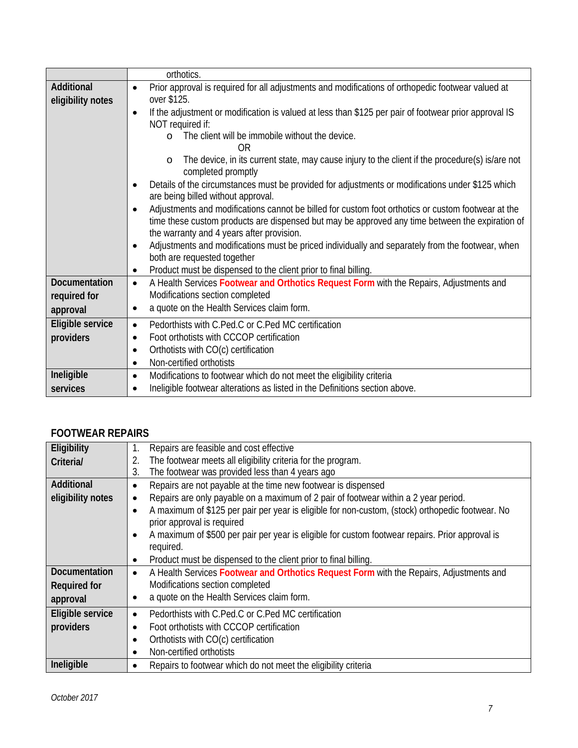| | |
|---|---|
| | orthotics. |
| **Additional eligibility notes** | • Prior approval is required for all adjustments and modifications of orthopedic footwear valued at over $125.<br>• If the adjustment or modification is valued at less than $125 per pair of footwear prior approval IS NOT required if:<br>  o The client will be immobile without the device.<br>  OR<br>  o The device, in its current state, may cause injury to the client if the procedure(s) is/are not completed promptly<br>• Details of the circumstances must be provided for adjustments or modifications under $125 which are being billed without approval.<br>• Adjustments and modifications cannot be billed for custom foot orthotics or custom footwear at the time these custom products are dispensed but may be approved any time between the expiration of the warranty and 4 years after provision.<br>• Adjustments and modifications must be priced individually and separately from the footwear, when both are requested together<br>• Product must be dispensed to the client prior to final billing. |
| **Documentation required for approval** | • A Health Services **Footwear and Orthotics Request Form** with the Repairs, Adjustments and Modifications section completed<br>• a quote on the Health Services claim form. |
| **Eligible service providers** | • Pedorthists with C.Ped.C or C.Ped MC certification<br>• Foot orthotists with CCCOP certification<br>• Orthotists with CO(c) certification<br>• Non-certified orthotists |
| **Ineligible services** | • Modifications to footwear which do not meet the eligibility criteria<br>• Ineligible footwear alterations as listed in the Definitions section above. |

## FOOTWEAR REPAIRS

| | |
|---|---|
| **Eligibility Criteria/** | 1. Repairs are feasible and cost effective<br>2. The footwear meets all eligibility criteria for the program.<br>3. The footwear was provided less than 4 years ago |
| **Additional eligibility notes** | • Repairs are not payable at the time new footwear is dispensed<br>• Repairs are only payable on a maximum of 2 pair of footwear within a 2 year period.<br>• A maximum of $125 per pair per year is eligible for non-custom, (stock) orthopedic footwear. No prior approval is required<br>• A maximum of $500 per pair per year is eligible for custom footwear repairs. Prior approval is required.<br>• Product must be dispensed to the client prior to final billing. |
| **Documentation Required for approval** | • A Health Services **Footwear and Orthotics Request Form** with the Repairs, Adjustments and Modifications section completed<br>• a quote on the Health Services claim form. |
| **Eligible service providers** | • Pedorthists with C.Ped.C or C.Ped MC certification<br>• Foot orthotists with CCCOP certification<br>• Orthotists with CO(c) certification<br>• Non-certified orthotists |
| **Ineligible** | • Repairs to footwear which do not meet the eligibility criteria |

*October 2017*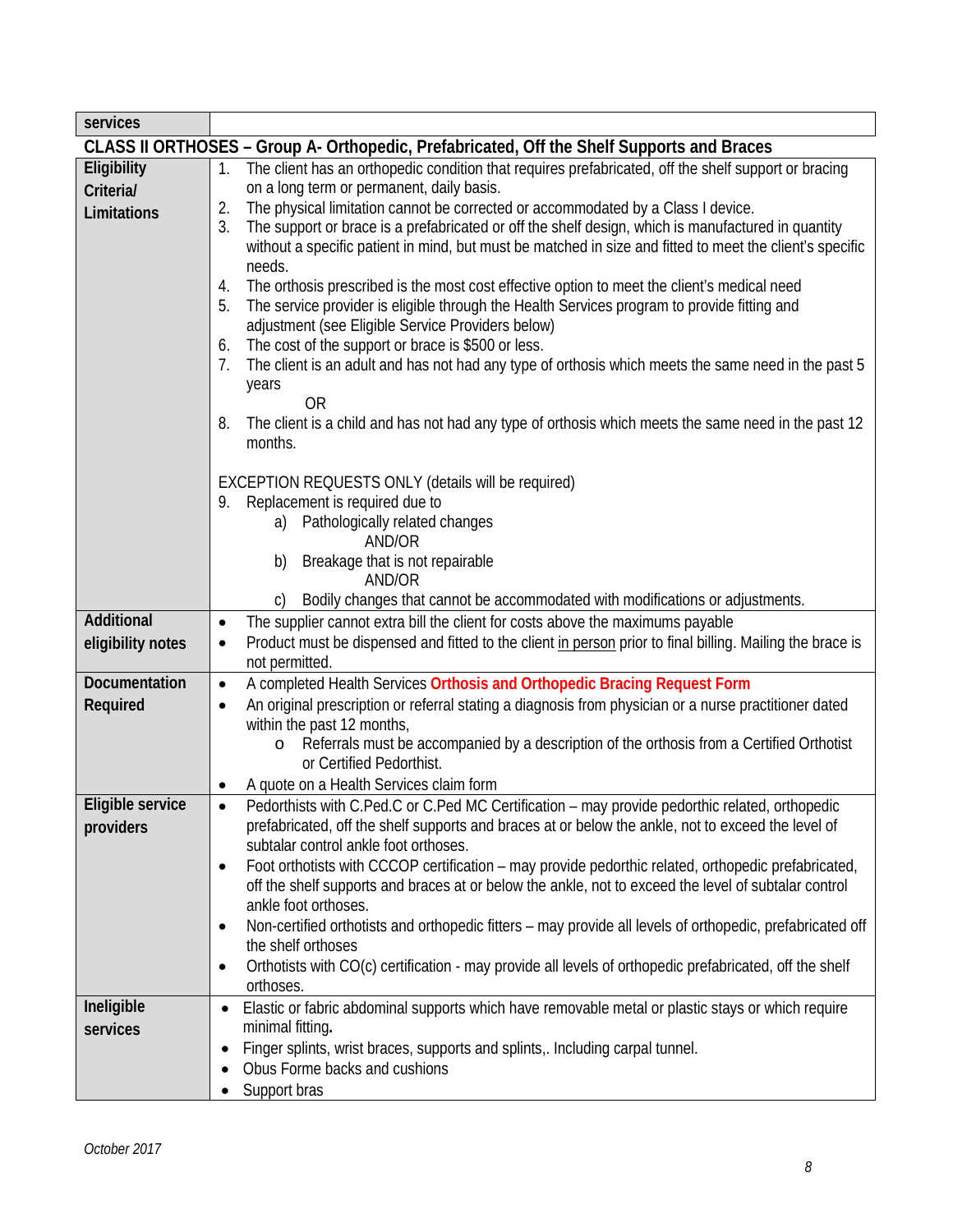| services | |
|---|---|
| **CLASS II ORTHOSES – Group A- Orthopedic, Prefabricated, Off the Shelf Supports and Braces** | |
| **Eligibility Criteria/ Limitations** | 1. The client has an orthopedic condition that requires prefabricated, off the shelf support or bracing on a long term or permanent, daily basis.<br>2. The physical limitation cannot be corrected or accommodated by a Class I device.<br>3. The support or brace is a prefabricated or off the shelf design, which is manufactured in quantity without a specific patient in mind, but must be matched in size and fitted to meet the client's specific needs.<br>4. The orthosis prescribed is the most cost effective option to meet the client's medical need<br>5. The service provider is eligible through the Health Services program to provide fitting and adjustment (see Eligible Service Providers below)<br>6. The cost of the support or brace is $500 or less.<br>7. The client is an adult and has not had any type of orthosis which meets the same need in the past 5 years<br>OR<br>8. The client is a child and has not had any type of orthosis which meets the same need in the past 12 months.<br><br>EXCEPTION REQUESTS ONLY (details will be required)<br>9. Replacement is required due to<br>a) Pathologically related changes<br>AND/OR<br>b) Breakage that is not repairable<br>AND/OR<br>c) Bodily changes that cannot be accommodated with modifications or adjustments. |
| **Additional eligibility notes** | • The supplier cannot extra bill the client for costs above the maximums payable<br>• Product must be dispensed and fitted to the client <u>in person</u> prior to final billing. Mailing the brace is not permitted. |
| **Documentation Required** | • A completed Health Services **Orthosis and Orthopedic Bracing Request Form**<br>• An original prescription or referral stating a diagnosis from physician or a nurse practitioner dated within the past 12 months,<br>o Referrals must be accompanied by a description of the orthosis from a Certified Orthotist or Certified Pedorthist.<br>• A quote on a Health Services claim form |
| **Eligible service providers** | • Pedorthists with C.Ped.C or C.Ped MC Certification – may provide pedorthic related, orthopedic prefabricated, off the shelf supports and braces at or below the ankle, not to exceed the level of subtalar control ankle foot orthoses.<br>• Foot orthotists with CCCOP certification – may provide pedorthic related, orthopedic prefabricated, off the shelf supports and braces at or below the ankle, not to exceed the level of subtalar control ankle foot orthoses.<br>• Non-certified orthotists and orthopedic fitters – may provide all levels of orthopedic, prefabricated off the shelf orthoses<br>• Orthotists with CO(c) certification - may provide all levels of orthopedic prefabricated, off the shelf orthoses. |
| **Ineligible services** | • Elastic or fabric abdominal supports which have removable metal or plastic stays or which require minimal fitting.<br>• Finger splints, wrist braces, supports and splints,. Including carpal tunnel.<br>• Obus Forme backs and cushions<br>• Support bras |

*October 2017*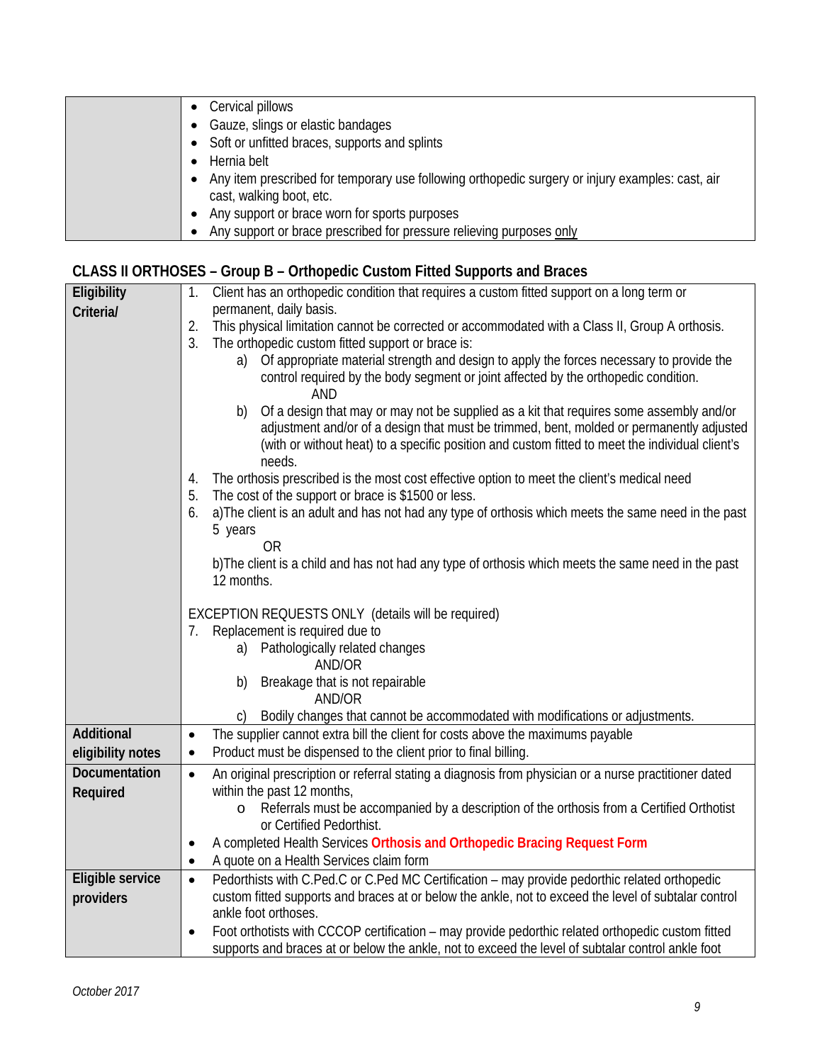| | |
|---|---|
| | • Cervical pillows<br>• Gauze, slings or elastic bandages<br>• Soft or unfitted braces, supports and splints<br>• Hernia belt<br>• Any item prescribed for temporary use following orthopedic surgery or injury examples: cast, air cast, walking boot, etc.<br>• Any support or brace worn for sports purposes<br>• Any support or brace prescribed for pressure relieving purposes <u>only</u> |

## CLASS II ORTHOSES – Group B – Orthopedic Custom Fitted Supports and Braces

| | |
|---|---|
| **Eligibility Criteria/** | 1. Client has an orthopedic condition that requires a custom fitted support on a long term or permanent, daily basis.<br>2. This physical limitation cannot be corrected or accommodated with a Class II, Group A orthosis.<br>3. The orthopedic custom fitted support or brace is:<br>  a) Of appropriate material strength and design to apply the forces necessary to provide the control required by the body segment or joint affected by the orthopedic condition.<br>  AND<br>  b) Of a design that may or may not be supplied as a kit that requires some assembly and/or adjustment and/or of a design that must be trimmed, bent, molded or permanently adjusted (with or without heat) to a specific position and custom fitted to meet the individual client's needs.<br>4. The orthosis prescribed is the most cost effective option to meet the client's medical need<br>5. The cost of the support or brace is $1500 or less.<br>6. a)The client is an adult and has not had any type of orthosis which meets the same need in the past 5 years<br>  OR<br>  b)The client is a child and has not had any type of orthosis which meets the same need in the past 12 months.<br><br>EXCEPTION REQUESTS ONLY (details will be required)<br>7. Replacement is required due to<br>  a) Pathologically related changes<br>  AND/OR<br>  b) Breakage that is not repairable<br>  AND/OR<br>  c) Bodily changes that cannot be accommodated with modifications or adjustments. |
| **Additional eligibility notes** | • The supplier cannot extra bill the client for costs above the maximums payable<br>• Product must be dispensed to the client prior to final billing. |
| **Documentation Required** | • An original prescription or referral stating a diagnosis from physician or a nurse practitioner dated within the past 12 months,<br>  o Referrals must be accompanied by a description of the orthosis from a Certified Orthotist or Certified Pedorthist.<br>• A completed Health Services **Orthosis and Orthopedic Bracing Request Form**<br>• A quote on a Health Services claim form |
| **Eligible service providers** | • Pedorthists with C.Ped.C or C.Ped MC Certification – may provide pedorthic related orthopedic custom fitted supports and braces at or below the ankle, not to exceed the level of subtalar control ankle foot orthoses.<br>• Foot orthotists with CCCOP certification – may provide pedorthic related orthopedic custom fitted supports and braces at or below the ankle, not to exceed the level of subtalar control ankle foot |

*October 2017*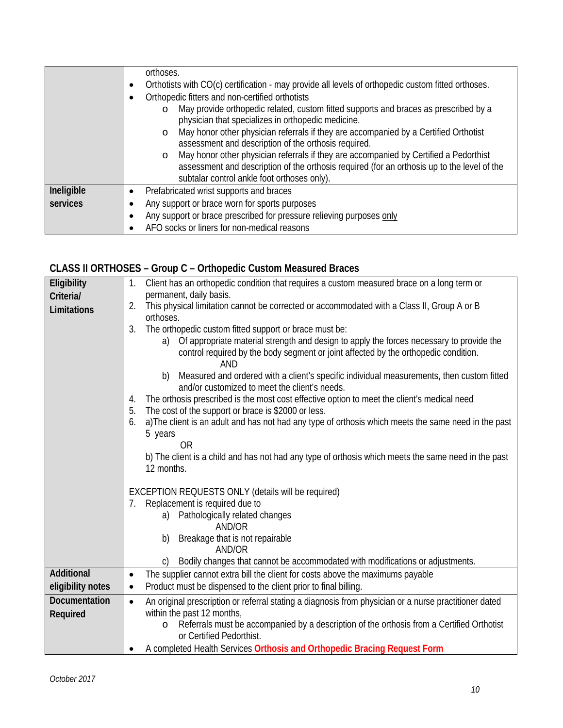| | |
|---|---|
| | orthoses.<br>• Orthotists with CO(c) certification - may provide all levels of orthopedic custom fitted orthoses.<br>• Orthopedic fitters and non-certified orthotists<br>  o May provide orthopedic related, custom fitted supports and braces as prescribed by a physician that specializes in orthopedic medicine.<br>  o May honor other physician referrals if they are accompanied by a Certified Orthotist assessment and description of the orthosis required.<br>  o May honor other physician referrals if they are accompanied by Certified a Pedorthist assessment and description of the orthosis required (for an orthosis up to the level of the subtalar control ankle foot orthoses only). |
| **Ineligible services** | • Prefabricated wrist supports and braces<br>• Any support or brace worn for sports purposes<br>• Any support or brace prescribed for pressure relieving purposes <u>only</u><br>• AFO socks or liners for non-medical reasons |

## CLASS II ORTHOSES – Group C – Orthopedic Custom Measured Braces

| | |
|---|---|
| **Eligibility Criteria/ Limitations** | 1. Client has an orthopedic condition that requires a custom measured brace on a long term or permanent, daily basis.<br>2. This physical limitation cannot be corrected or accommodated with a Class II, Group A or B orthoses.<br>3. The orthopedic custom fitted support or brace must be:<br>  a) Of appropriate material strength and design to apply the forces necessary to provide the control required by the body segment or joint affected by the orthopedic condition.<br>  AND<br>  b) Measured and ordered with a client's specific individual measurements, then custom fitted and/or customized to meet the client's needs.<br>4. The orthosis prescribed is the most cost effective option to meet the client's medical need<br>5. The cost of the support or brace is $2000 or less.<br>6. a)The client is an adult and has not had any type of orthosis which meets the same need in the past 5 years<br>  OR<br>  b) The client is a child and has not had any type of orthosis which meets the same need in the past 12 months.<br><br>EXCEPTION REQUESTS ONLY (details will be required)<br>7. Replacement is required due to<br>  a) Pathologically related changes<br>  AND/OR<br>  b) Breakage that is not repairable<br>  AND/OR<br>  c) Bodily changes that cannot be accommodated with modifications or adjustments. |
| **Additional eligibility notes** | • The supplier cannot extra bill the client for costs above the maximums payable<br>• Product must be dispensed to the client prior to final billing. |
| **Documentation Required** | • An original prescription or referral stating a diagnosis from physician or a nurse practitioner dated within the past 12 months,<br>  o Referrals must be accompanied by a description of the orthosis from a Certified Orthotist or Certified Pedorthist.<br>• A completed Health Services **Orthosis and Orthopedic Bracing Request Form** |

*October 2017*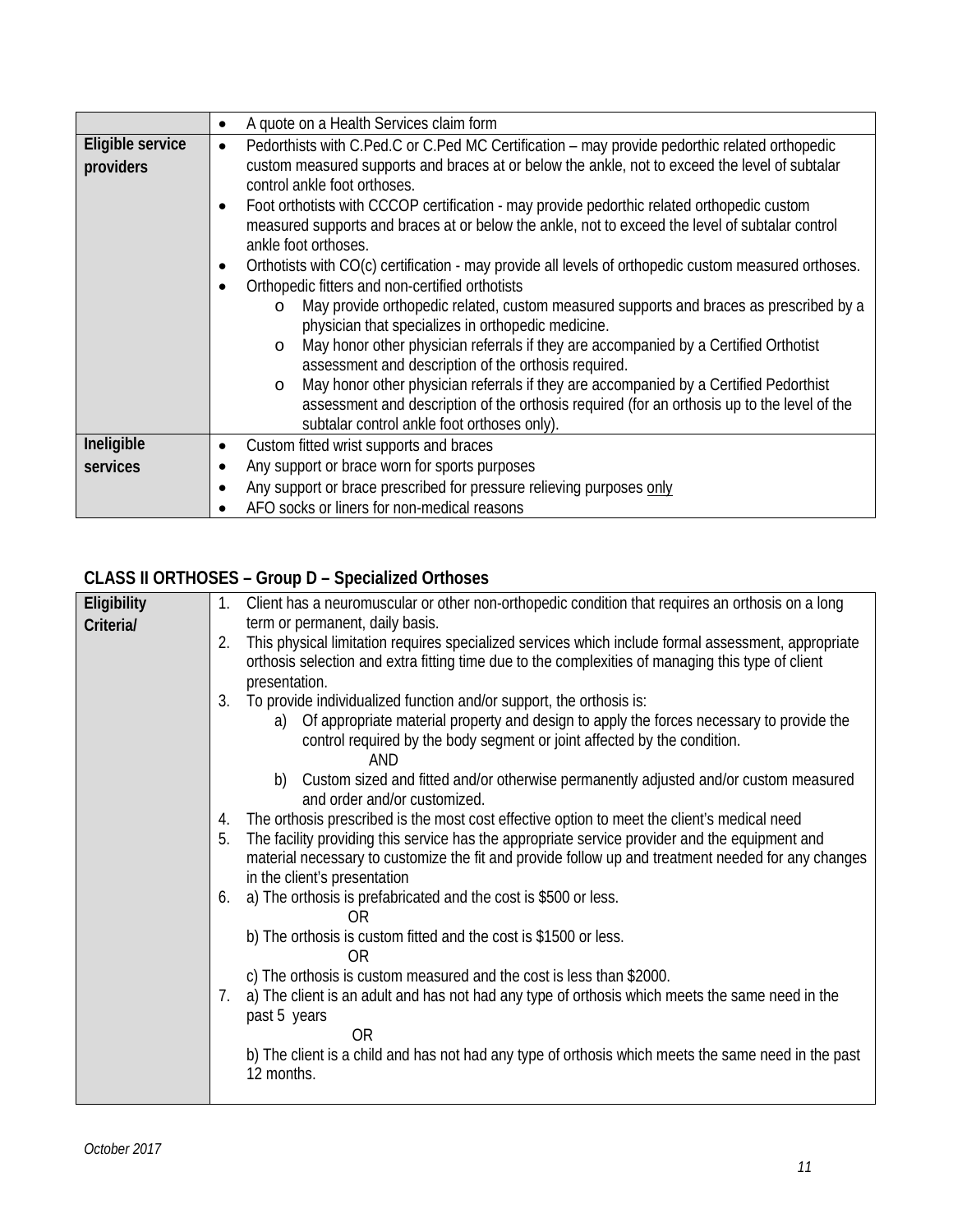| | |
|---|---|
| | • A quote on a Health Services claim form |
| **Eligible service providers** | • Pedorthists with C.Ped.C or C.Ped MC Certification – may provide pedorthic related orthopedic custom measured supports and braces at or below the ankle, not to exceed the level of subtalar control ankle foot orthoses.<br>• Foot orthotists with CCCOP certification - may provide pedorthic related orthopedic custom measured supports and braces at or below the ankle, not to exceed the level of subtalar control ankle foot orthoses.<br>• Orthotists with CO(c) certification - may provide all levels of orthopedic custom measured orthoses.<br>• Orthopedic fitters and non-certified orthotists<br>  o May provide orthopedic related, custom measured supports and braces as prescribed by a physician that specializes in orthopedic medicine.<br>  o May honor other physician referrals if they are accompanied by a Certified Orthotist assessment and description of the orthosis required.<br>  o May honor other physician referrals if they are accompanied by a Certified Pedorthist assessment and description of the orthosis required (for an orthosis up to the level of the subtalar control ankle foot orthoses only). |
| **Ineligible services** | • Custom fitted wrist supports and braces<br>• Any support or brace worn for sports purposes<br>• Any support or brace prescribed for pressure relieving purposes <u>only</u><br>• AFO socks or liners for non-medical reasons |

## CLASS II ORTHOSES – Group D – Specialized Orthoses

| | |
|---|---|
| **Eligibility Criteria/** | 1. Client has a neuromuscular or other non-orthopedic condition that requires an orthosis on a long term or permanent, daily basis.<br>2. This physical limitation requires specialized services which include formal assessment, appropriate orthosis selection and extra fitting time due to the complexities of managing this type of client presentation.<br>3. To provide individualized function and/or support, the orthosis is:<br>  a) Of appropriate material property and design to apply the forces necessary to provide the control required by the body segment or joint affected by the condition.<br>  AND<br>  b) Custom sized and fitted and/or otherwise permanently adjusted and/or custom measured and order and/or customized.<br>4. The orthosis prescribed is the most cost effective option to meet the client's medical need<br>5. The facility providing this service has the appropriate service provider and the equipment and material necessary to customize the fit and provide follow up and treatment needed for any changes in the client's presentation<br>6. a) The orthosis is prefabricated and the cost is $500 or less.<br>  OR<br>  b) The orthosis is custom fitted and the cost is $1500 or less.<br>  OR<br>  c) The orthosis is custom measured and the cost is less than $2000.<br>7. a) The client is an adult and has not had any type of orthosis which meets the same need in the past 5 years<br>  OR<br>  b) The client is a child and has not had any type of orthosis which meets the same need in the past 12 months. |

*October 2017*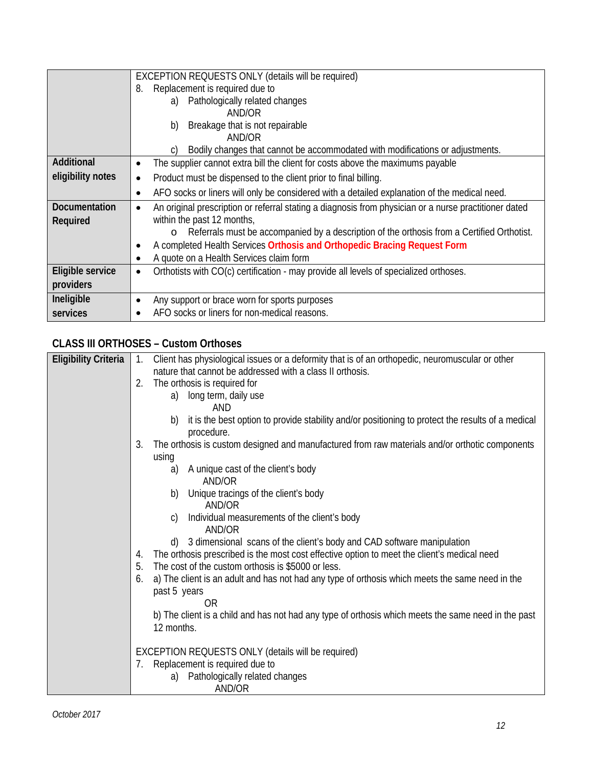| | |
|---|---|
| | EXCEPTION REQUESTS ONLY (details will be required)<br>8. Replacement is required due to<br>a) Pathologically related changes<br>AND/OR<br>b) Breakage that is not repairable<br>AND/OR<br>c) Bodily changes that cannot be accommodated with modifications or adjustments. |
| **Additional eligibility notes** | • The supplier cannot extra bill the client for costs above the maximums payable<br>• Product must be dispensed to the client prior to final billing.<br>• AFO socks or liners will only be considered with a detailed explanation of the medical need. |
| **Documentation Required** | • An original prescription or referral stating a diagnosis from physician or a nurse practitioner dated within the past 12 months,<br>o Referrals must be accompanied by a description of the orthosis from a Certified Orthotist.<br>• A completed Health Services **Orthosis and Orthopedic Bracing Request Form**<br>• A quote on a Health Services claim form |
| **Eligible service providers** | • Orthotists with CO(c) certification - may provide all levels of specialized orthoses. |
| **Ineligible services** | • Any support or brace worn for sports purposes<br>• AFO socks or liners for non-medical reasons. |

## CLASS III ORTHOSES – Custom Orthoses

| | |
|---|---|
| **Eligibility Criteria** | 1. Client has physiological issues or a deformity that is of an orthopedic, neuromuscular or other nature that cannot be addressed with a class II orthosis.<br>2. The orthosis is required for<br>a) long term, daily use<br>AND<br>b) it is the best option to provide stability and/or positioning to protect the results of a medical procedure.<br>3. The orthosis is custom designed and manufactured from raw materials and/or orthotic components using<br>a) A unique cast of the client's body<br>AND/OR<br>b) Unique tracings of the client's body<br>AND/OR<br>c) Individual measurements of the client's body<br>AND/OR<br>d) 3 dimensional scans of the client's body and CAD software manipulation<br>4. The orthosis prescribed is the most cost effective option to meet the client's medical need<br>5. The cost of the custom orthosis is $5000 or less.<br>6. a) The client is an adult and has not had any type of orthosis which meets the same need in the past 5 years<br>OR<br>b) The client is a child and has not had any type of orthosis which meets the same need in the past 12 months.<br><br>EXCEPTION REQUESTS ONLY (details will be required)<br>7. Replacement is required due to<br>a) Pathologically related changes<br>AND/OR |

*October 2017*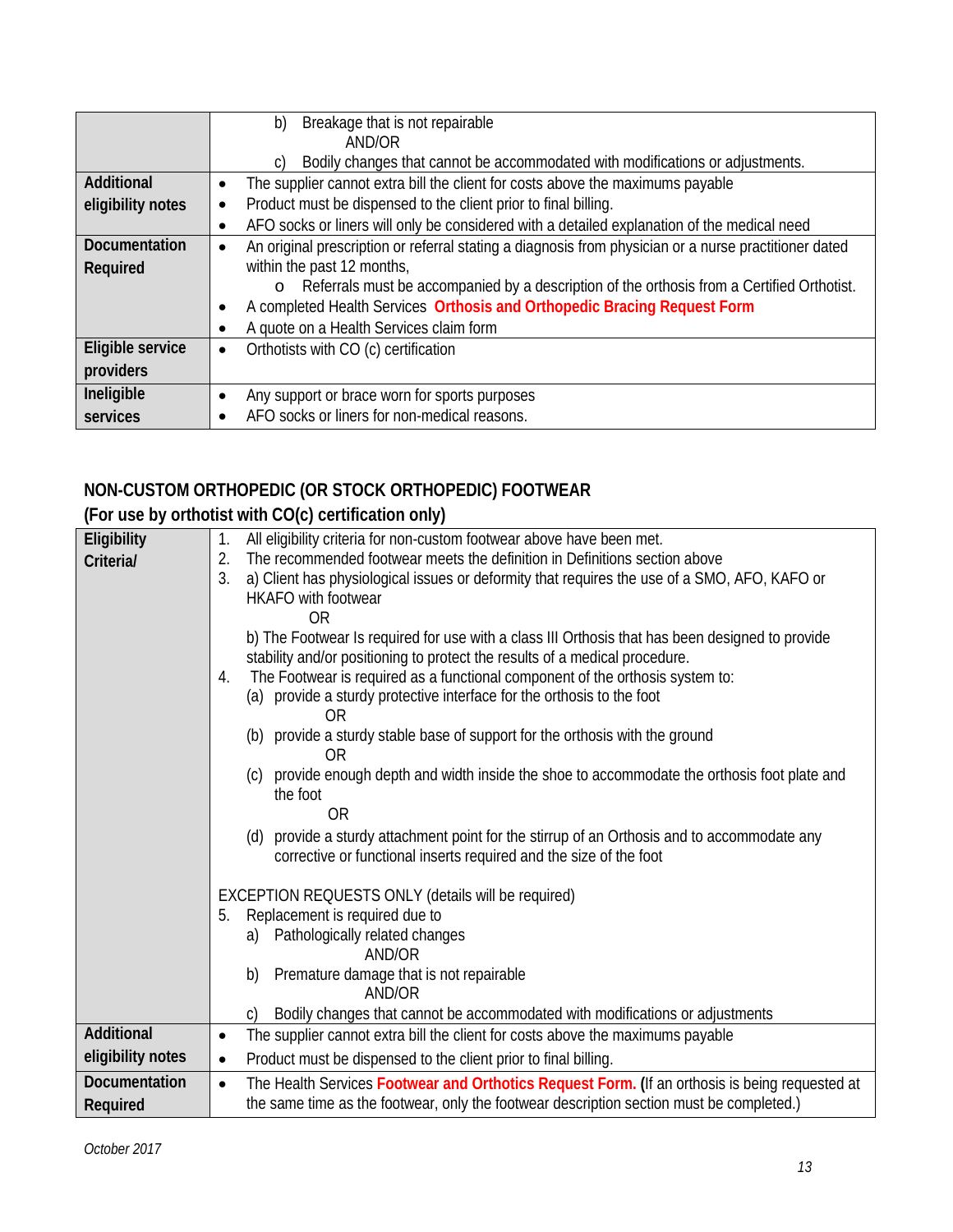| | |
|---|---|
| | b) Breakage that is not repairable<br>AND/OR<br>c) Bodily changes that cannot be accommodated with modifications or adjustments. |
| **Additional eligibility notes** | • The supplier cannot extra bill the client for costs above the maximums payable<br>• Product must be dispensed to the client prior to final billing.<br>• AFO socks or liners will only be considered with a detailed explanation of the medical need |
| **Documentation Required** | • An original prescription or referral stating a diagnosis from physician or a nurse practitioner dated within the past 12 months,<br>o Referrals must be accompanied by a description of the orthosis from a Certified Orthotist.<br>• A completed Health Services **Orthosis and Orthopedic Bracing Request Form**<br>• A quote on a Health Services claim form |
| **Eligible service providers** | • Orthotists with CO (c) certification |
| **Ineligible services** | • Any support or brace worn for sports purposes<br>• AFO socks or liners for non-medical reasons. |

## NON-CUSTOM ORTHOPEDIC (OR STOCK ORTHOPEDIC) FOOTWEAR
### (For use by orthotist with CO(c) certification only)

| | |
|---|---|
| **Eligibility Criteria/** | 1. All eligibility criteria for non-custom footwear above have been met.<br>2. The recommended footwear meets the definition in Definitions section above<br>3. a) Client has physiological issues or deformity that requires the use of a SMO, AFO, KAFO or HKAFO with footwear<br>OR<br>b) The Footwear Is required for use with a class III Orthosis that has been designed to provide stability and/or positioning to protect the results of a medical procedure.<br>4. The Footwear is required as a functional component of the orthosis system to:<br>(a) provide a sturdy protective interface for the orthosis to the foot<br>OR<br>(b) provide a sturdy stable base of support for the orthosis with the ground<br>OR<br>(c) provide enough depth and width inside the shoe to accommodate the orthosis foot plate and the foot<br>OR<br>(d) provide a sturdy attachment point for the stirrup of an Orthosis and to accommodate any corrective or functional inserts required and the size of the foot<br><br>EXCEPTION REQUESTS ONLY (details will be required)<br>5. Replacement is required due to<br>a) Pathologically related changes<br>AND/OR<br>b) Premature damage that is not repairable<br>AND/OR<br>c) Bodily changes that cannot be accommodated with modifications or adjustments |
| **Additional eligibility notes** | • The supplier cannot extra bill the client for costs above the maximums payable<br>• Product must be dispensed to the client prior to final billing. |
| **Documentation Required** | • The Health Services **Footwear and Orthotics Request Form.** (If an orthosis is being requested at the same time as the footwear, only the footwear description section must be completed.) |

*October 2017*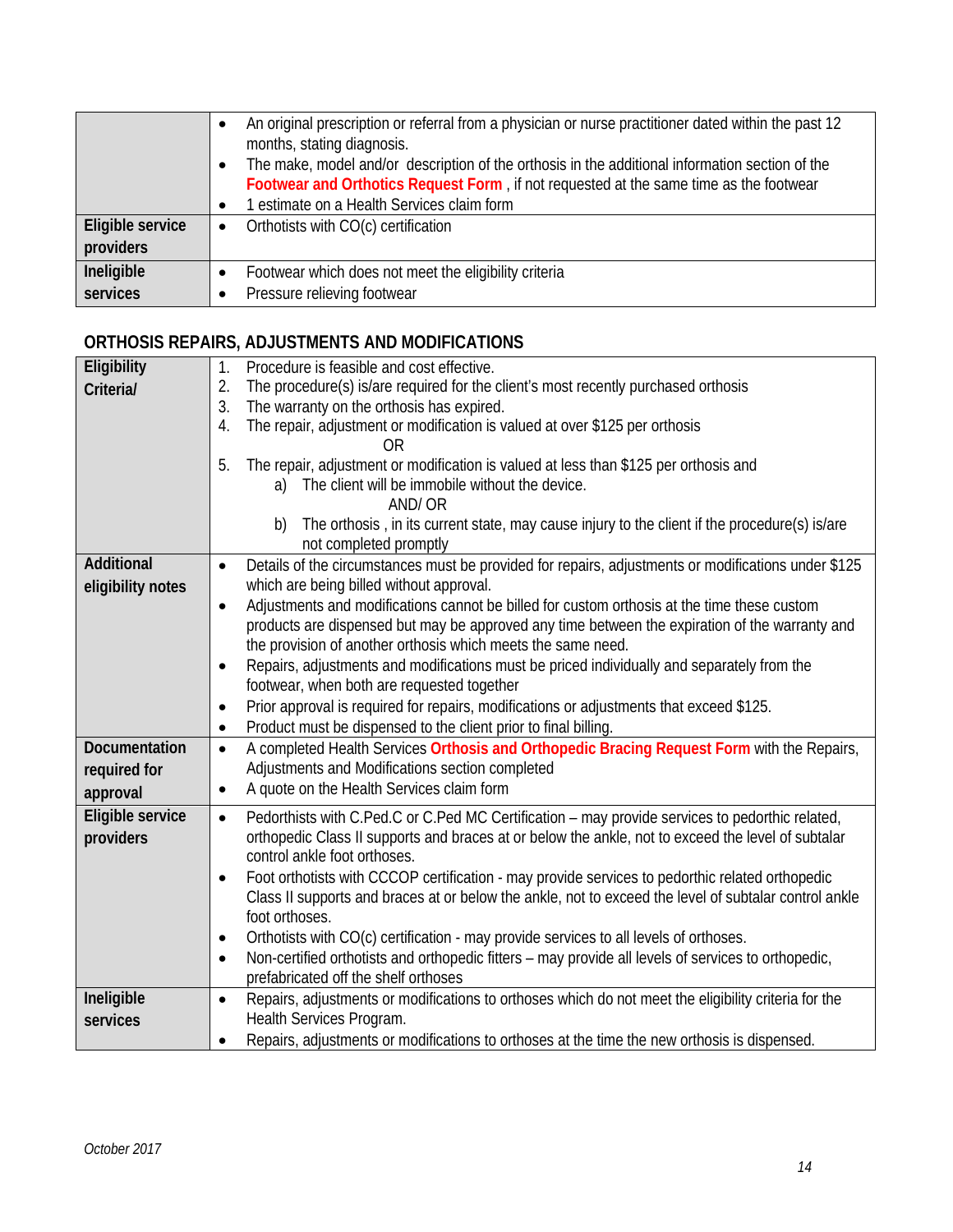| | |
|---|---|
| | • An original prescription or referral from a physician or nurse practitioner dated within the past 12 months, stating diagnosis.<br>• The make, model and/or description of the orthosis in the additional information section of the **Footwear and Orthotics Request Form** , if not requested at the same time as the footwear<br>• 1 estimate on a Health Services claim form |
| **Eligible service providers** | • Orthotists with CO(c) certification |
| **Ineligible services** | • Footwear which does not meet the eligibility criteria<br>• Pressure relieving footwear |

## ORTHOSIS REPAIRS, ADJUSTMENTS AND MODIFICATIONS

| | |
|---|---|
| **Eligibility Criteria/** | 1. Procedure is feasible and cost effective.<br>2. The procedure(s) is/are required for the client's most recently purchased orthosis<br>3. The warranty on the orthosis has expired.<br>4. The repair, adjustment or modification is valued at over $125 per orthosis<br>OR<br>5. The repair, adjustment or modification is valued at less than $125 per orthosis and<br>a) The client will be immobile without the device.<br>AND/ OR<br>b) The orthosis , in its current state, may cause injury to the client if the procedure(s) is/are not completed promptly |
| **Additional eligibility notes** | • Details of the circumstances must be provided for repairs, adjustments or modifications under $125 which are being billed without approval.<br>• Adjustments and modifications cannot be billed for custom orthosis at the time these custom products are dispensed but may be approved any time between the expiration of the warranty and the provision of another orthosis which meets the same need.<br>• Repairs, adjustments and modifications must be priced individually and separately from the footwear, when both are requested together<br>• Prior approval is required for repairs, modifications or adjustments that exceed $125.<br>• Product must be dispensed to the client prior to final billing. |
| **Documentation required for approval** | • A completed Health Services **Orthosis and Orthopedic Bracing Request Form** with the Repairs, Adjustments and Modifications section completed<br>• A quote on the Health Services claim form |
| **Eligible service providers** | • Pedorthists with C.Ped.C or C.Ped MC Certification – may provide services to pedorthic related, orthopedic Class II supports and braces at or below the ankle, not to exceed the level of subtalar control ankle foot orthoses.<br>• Foot orthotists with CCCOP certification - may provide services to pedorthic related orthopedic Class II supports and braces at or below the ankle, not to exceed the level of subtalar control ankle foot orthoses.<br>• Orthotists with CO(c) certification - may provide services to all levels of orthoses.<br>• Non-certified orthotists and orthopedic fitters – may provide all levels of services to orthopedic, prefabricated off the shelf orthoses |
| **Ineligible services** | • Repairs, adjustments or modifications to orthoses which do not meet the eligibility criteria for the Health Services Program.<br>• Repairs, adjustments or modifications to orthoses at the time the new orthosis is dispensed. |

*October 2017*